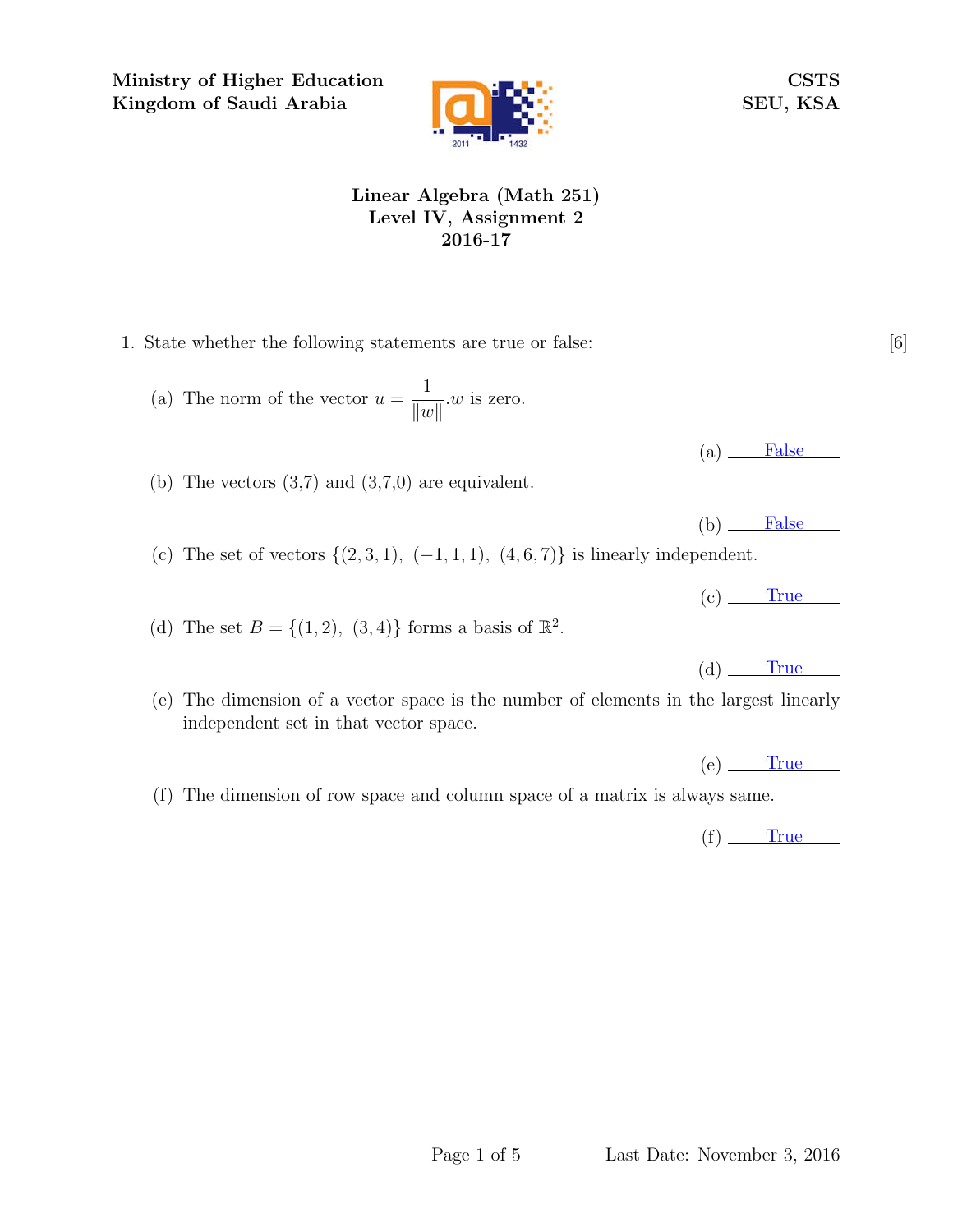**Ministry of Higher Education**
**Kingdom of Saudi Arabia**

**CSTS**
**SEU, KSA**

# Linear Algebra (Math 251)
## Level IV, Assignment 2
## 2016-17

1. State whether the following statements are true or false: [6]

   (a) The norm of the vector $u = \frac{1}{\|w\|}.w$ is zero.

   (a) False

   (b) The vectors (3,7) and (3,7,0) are equivalent.

   (b) False

   (c) The set of vectors $\{(2, 3, 1),\ (-1, 1, 1),\ (4, 6, 7)\}$ is linearly independent.

   (c) True

   (d) The set $B = \{(1, 2),\ (3, 4)\}$ forms a basis of $\mathbb{R}^2$.

   (d) True

   (e) The dimension of a vector space is the number of elements in the largest linearly independent set in that vector space.

   (e) True

   (f) The dimension of row space and column space of a matrix is always same.

   (f) True

Last Date: November 3, 2016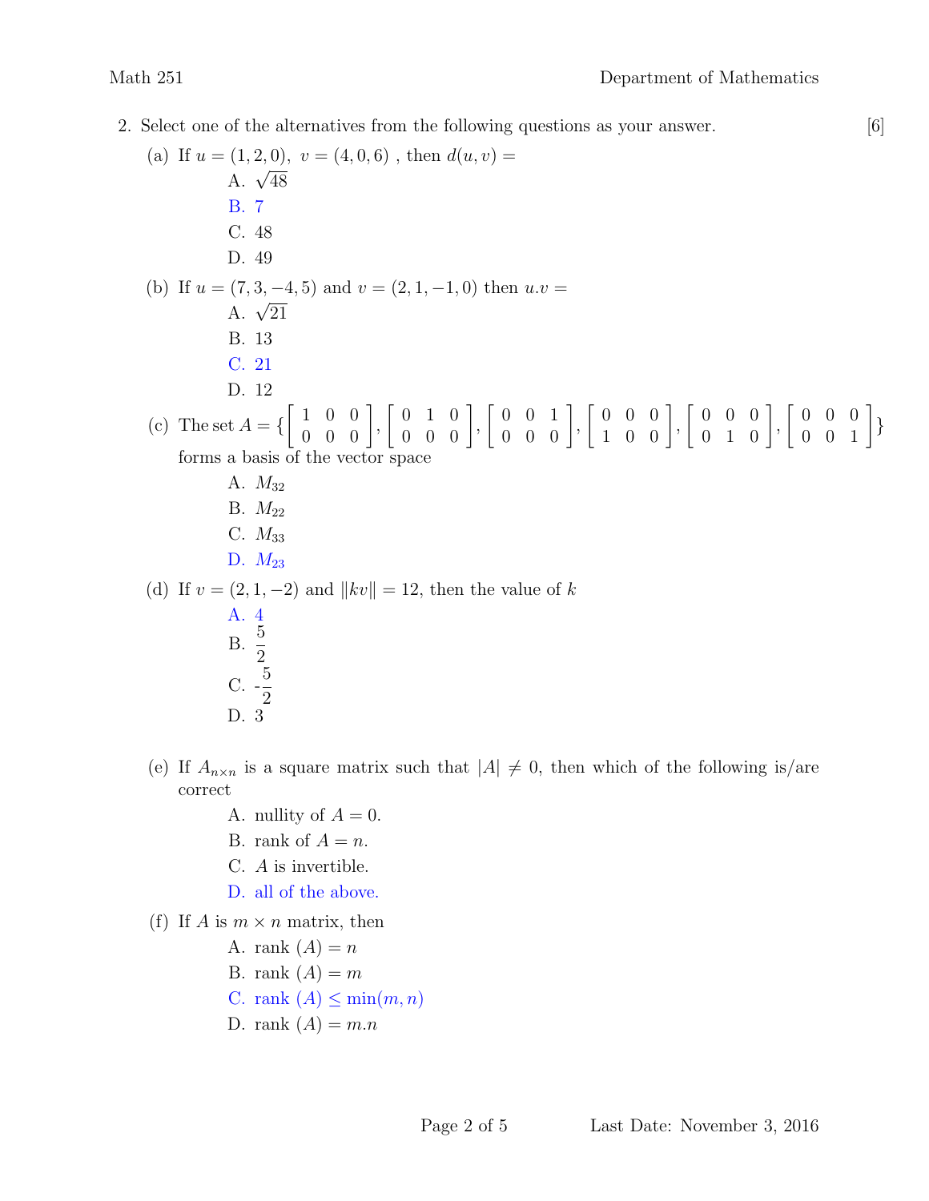2. Select one of the alternatives from the following questions as your answer. [6]

(a) If $u = (1, 2, 0),\ v = (4, 0, 6)$ , then $d(u, v) =$

   A. $\sqrt{48}$
   B. 7
   C. 48
   D. 49

(b) If $u = (7, 3, -4, 5)$ and $v = (2, 1, -1, 0)$ then $u.v =$

   A. $\sqrt{21}$
   B. 13
   C. 21
   D. 12

(c) The set $A = \{ \begin{bmatrix} 1 & 0 & 0 \\ 0 & 0 & 0 \end{bmatrix}, \begin{bmatrix} 0 & 1 & 0 \\ 0 & 0 & 0 \end{bmatrix}, \begin{bmatrix} 0 & 0 & 1 \\ 0 & 0 & 0 \end{bmatrix}, \begin{bmatrix} 0 & 0 & 0 \\ 1 & 0 & 0 \end{bmatrix}, \begin{bmatrix} 0 & 0 & 0 \\ 0 & 1 & 0 \end{bmatrix}, \begin{bmatrix} 0 & 0 & 0 \\ 0 & 0 & 1 \end{bmatrix} \}$ forms a basis of the vector space

   A. $M_{32}$
   B. $M_{22}$
   C. $M_{33}$
   D. $M_{23}$

(d) If $v = (2, 1, -2)$ and $\|kv\| = 12$, then the value of $k$

   A. 4
   B. $\frac{5}{2}$
   C. -$\frac{5}{2}$
   D. 3

(e) If $A_{n\times n}$ is a square matrix such that $|A| \neq 0$, then which of the following is/are correct

   A. nullity of $A = 0$.
   B. rank of $A = n$.
   C. $A$ is invertible.
   D. all of the above.

(f) If $A$ is $m \times n$ matrix, then

   A. rank $(A) = n$
   B. rank $(A) = m$
   C. rank $(A) \leq \min(m, n)$
   D. rank $(A) = m.n$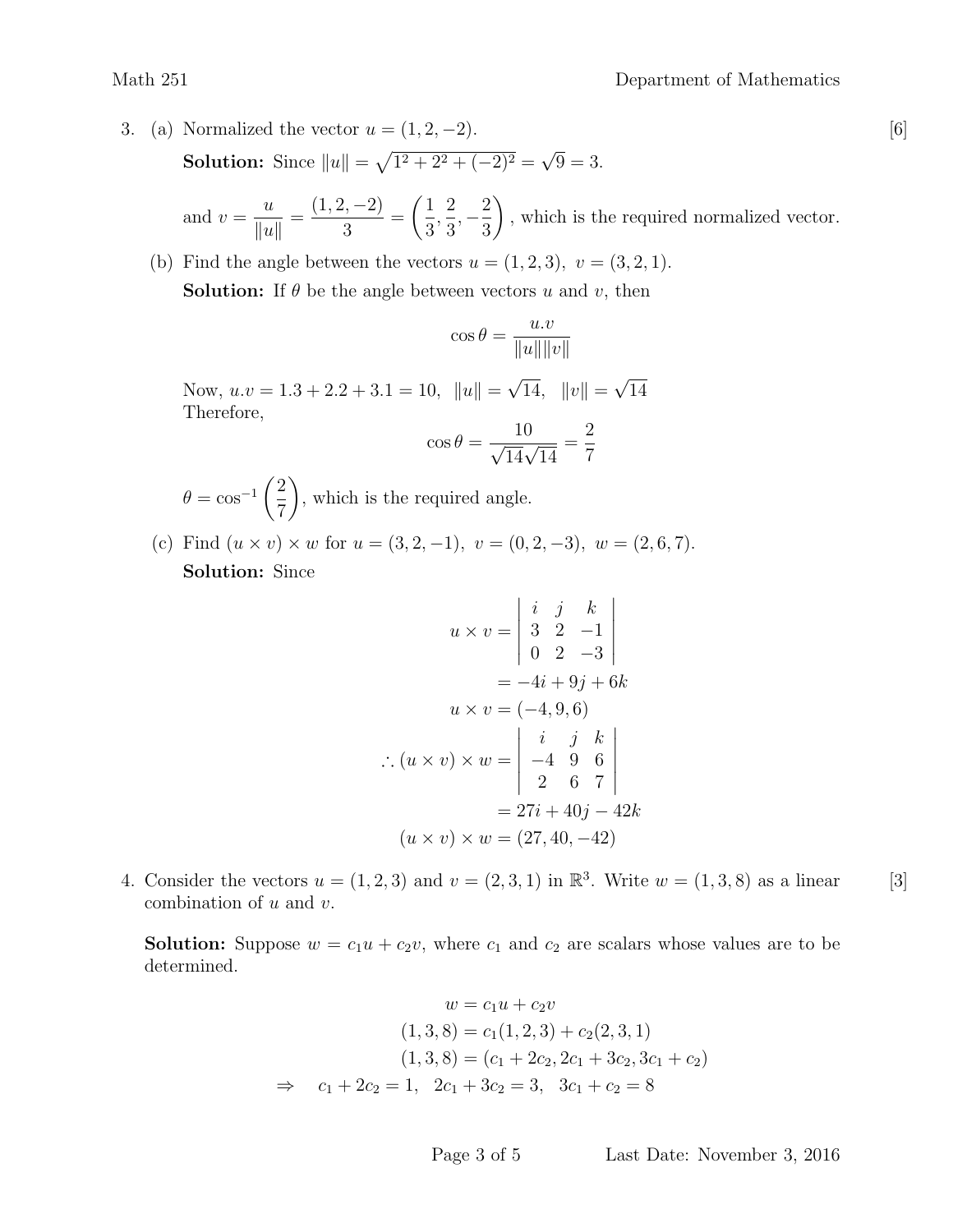3. (a) Normalized the vector $u = (1, 2, -2)$. [6]

**Solution:** Since $\|u\| = \sqrt{1^2 + 2^2 + (-2)^2} = \sqrt{9} = 3$.

and $v = \dfrac{u}{\|u\|} = \dfrac{(1, 2, -2)}{3} = \left(\dfrac{1}{3}, \dfrac{2}{3}, -\dfrac{2}{3}\right)$, which is the required normalized vector.

(b) Find the angle between the vectors $u = (1, 2, 3),\ v = (3, 2, 1)$.

**Solution:** If $\theta$ be the angle between vectors $u$ and $v$, then

$$\cos\theta = \frac{u.v}{\|u\|\|v\|}$$

Now, $u.v = 1.3 + 2.2 + 3.1 = 10,\ \ \|u\| = \sqrt{14},\ \ \|v\| = \sqrt{14}$
Therefore,

$$\cos\theta = \frac{10}{\sqrt{14}\sqrt{14}} = \frac{2}{7}$$

$\theta = \cos^{-1}\left(\dfrac{2}{7}\right)$, which is the required angle.

(c) Find $(u \times v) \times w$ for $u = (3, 2, -1),\ v = (0, 2, -3),\ w = (2, 6, 7)$.

**Solution:** Since

$$\begin{aligned}
u \times v &= \begin{vmatrix} i & j & k \\ 3 & 2 & -1 \\ 0 & 2 & -3 \end{vmatrix} \\
&= -4i + 9j + 6k \\
u \times v &= (-4, 9, 6) \\
\therefore (u \times v) \times w &= \begin{vmatrix} i & j & k \\ -4 & 9 & 6 \\ 2 & 6 & 7 \end{vmatrix} \\
&= 27i + 40j - 42k \\
(u \times v) \times w &= (27, 40, -42)
\end{aligned}$$

4. Consider the vectors $u = (1, 2, 3)$ and $v = (2, 3, 1)$ in $\mathbb{R}^3$. Write $w = (1, 3, 8)$ as a linear combination of $u$ and $v$. [3]

**Solution:** Suppose $w = c_1 u + c_2 v$, where $c_1$ and $c_2$ are scalars whose values are to be determined.

$$\begin{aligned}
w &= c_1 u + c_2 v \\
(1, 3, 8) &= c_1(1, 2, 3) + c_2(2, 3, 1) \\
(1, 3, 8) &= (c_1 + 2c_2, 2c_1 + 3c_2, 3c_1 + c_2) \\
\Rightarrow \quad c_1 + 2c_2 = 1, &\quad 2c_1 + 3c_2 = 3, \quad 3c_1 + c_2 = 8
\end{aligned}$$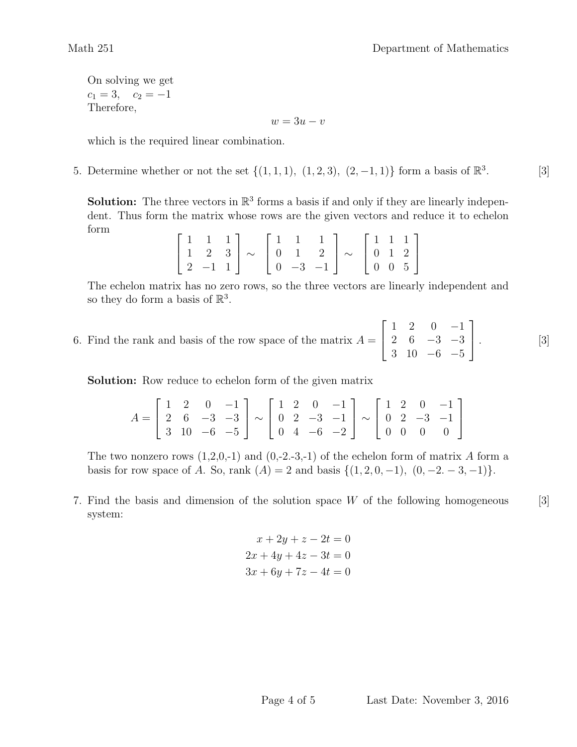On solving we get
$c_1 = 3, \quad c_2 = -1$
Therefore,

$$w = 3u - v$$

which is the required linear combination.

5. Determine whether or not the set $\{(1,1,1),\ (1,2,3),\ (2,-1,1)\}$ form a basis of $\mathbb{R}^3$. [3]

   **Solution:** The three vectors in $\mathbb{R}^3$ forms a basis if and only if they are linearly independent. Thus form the matrix whose rows are the given vectors and reduce it to echelon form

$$\begin{bmatrix} 1 & 1 & 1 \\ 1 & 2 & 3 \\ 2 & -1 & 1 \end{bmatrix} \sim \begin{bmatrix} 1 & 1 & 1 \\ 0 & 1 & 2 \\ 0 & -3 & -1 \end{bmatrix} \sim \begin{bmatrix} 1 & 1 & 1 \\ 0 & 1 & 2 \\ 0 & 0 & 5 \end{bmatrix}$$

   The echelon matrix has no zero rows, so the three vectors are linearly independent and so they do form a basis of $\mathbb{R}^3$.

6. Find the rank and basis of the row space of the matrix $A = \begin{bmatrix} 1 & 2 & 0 & -1 \\ 2 & 6 & -3 & -3 \\ 3 & 10 & -6 & -5 \end{bmatrix}$. [3]

   **Solution:** Row reduce to echelon form of the given matrix

$$A = \begin{bmatrix} 1 & 2 & 0 & -1 \\ 2 & 6 & -3 & -3 \\ 3 & 10 & -6 & -5 \end{bmatrix} \sim \begin{bmatrix} 1 & 2 & 0 & -1 \\ 0 & 2 & -3 & -1 \\ 0 & 4 & -6 & -2 \end{bmatrix} \sim \begin{bmatrix} 1 & 2 & 0 & -1 \\ 0 & 2 & -3 & -1 \\ 0 & 0 & 0 & 0 \end{bmatrix}$$

   The two nonzero rows (1,2,0,-1) and (0,-2.-3,-1) of the echelon form of matrix $A$ form a basis for row space of $A$. So, rank $(A) = 2$ and basis $\{(1,2,0,-1),\ (0,-2.-3,-1)\}$.

7. Find the basis and dimension of the solution space $W$ of the following homogeneous system: [3]

$$\begin{aligned} x + 2y + z - 2t &= 0 \\ 2x + 4y + 4z - 3t &= 0 \\ 3x + 6y + 7z - 4t &= 0 \end{aligned}$$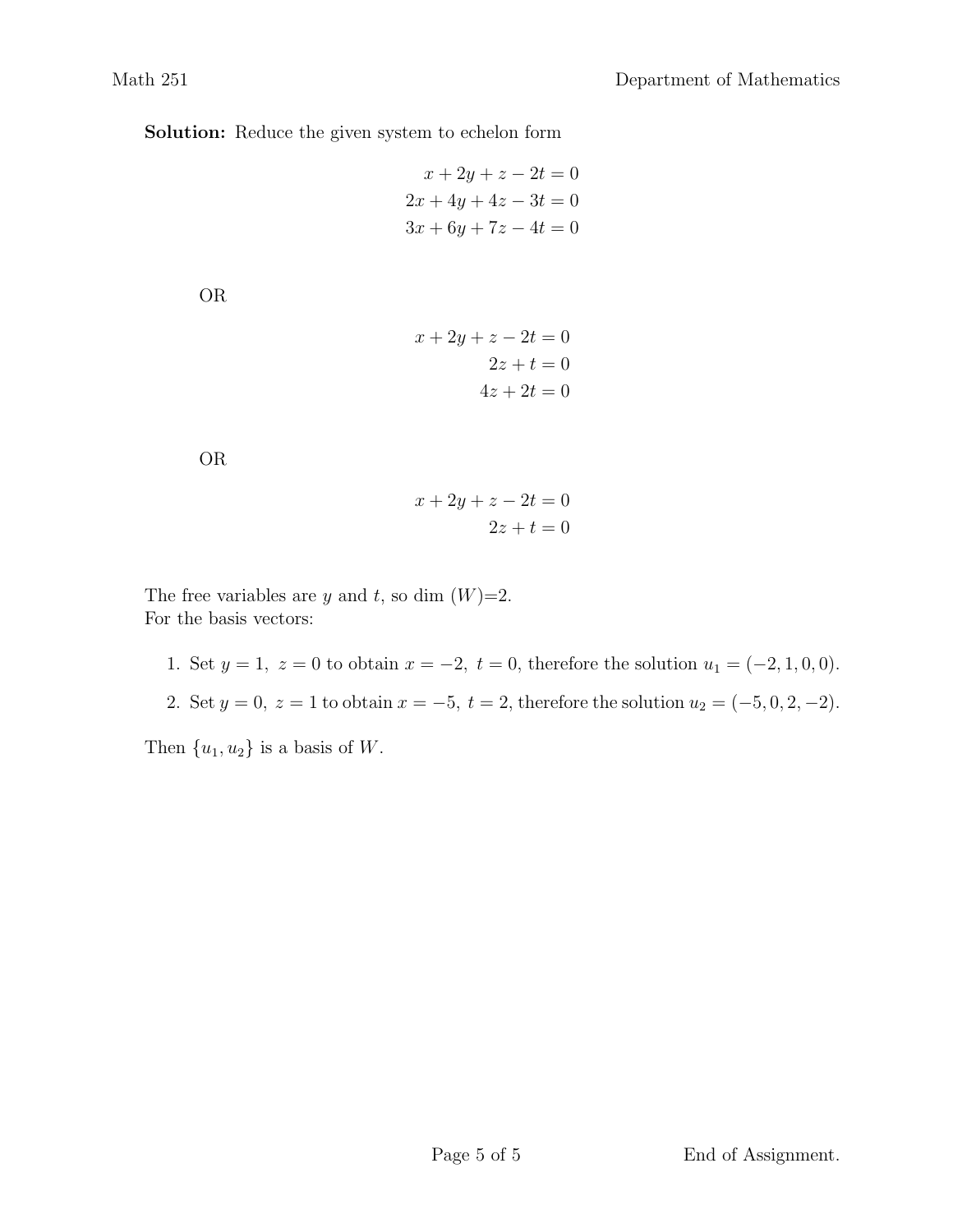**Solution:** Reduce the given system to echelon form

$$
\begin{aligned}
x + 2y + z - 2t &= 0 \\
2x + 4y + 4z - 3t &= 0 \\
3x + 6y + 7z - 4t &= 0
\end{aligned}
$$

OR

$$
\begin{aligned}
x + 2y + z - 2t &= 0 \\
2z + t &= 0 \\
4z + 2t &= 0
\end{aligned}
$$

OR

$$
\begin{aligned}
x + 2y + z - 2t &= 0 \\
2z + t &= 0
\end{aligned}
$$

The free variables are $y$ and $t$, so dim $(W)$=2.
For the basis vectors:

1. Set $y = 1,\ z = 0$ to obtain $x = -2,\ t = 0$, therefore the solution $u_1 = (-2, 1, 0, 0)$.
2. Set $y = 0,\ z = 1$ to obtain $x = -5,\ t = 2$, therefore the solution $u_2 = (-5, 0, 2, -2)$.

Then $\{u_1, u_2\}$ is a basis of $W$.

End of Assignment.